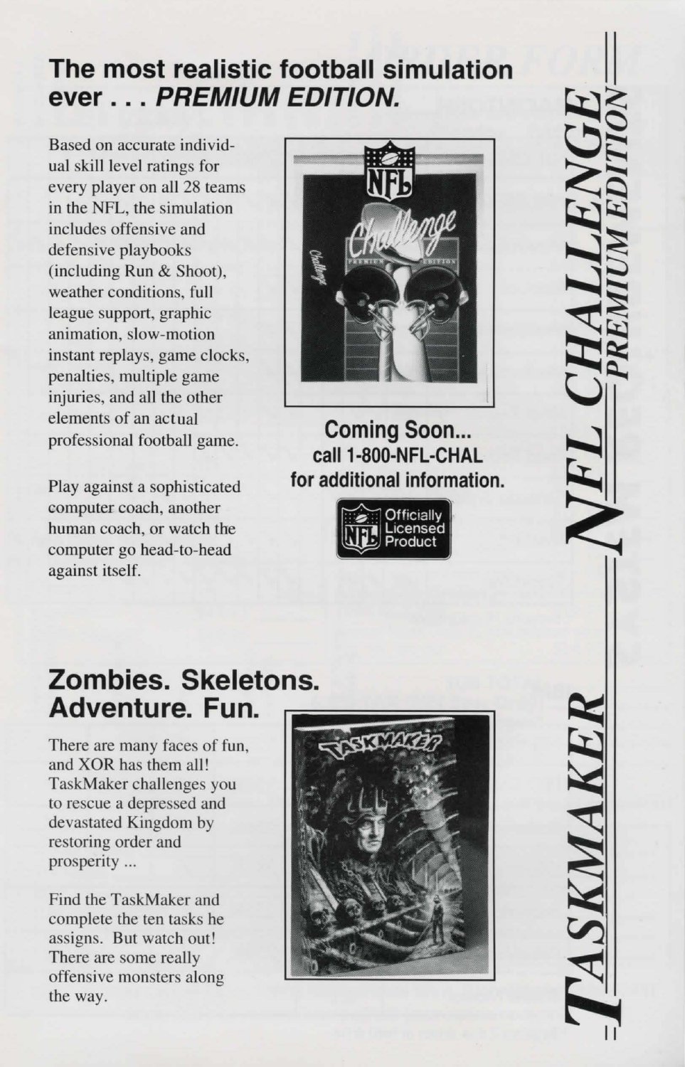## The most realistic football simulation ever . . . *PREMIUM EDITION.*

Based on accurate individual skill level ratings for every player on all 28 teams in the NFL, the simulation includes offensive and defensive playbooks (including Run & Shoot), weather conditions, full league support, graphic animation, slow-motion instant replays, game clocks, penalties, multiple game injuries, and all the other elements of an actual professional football game.

Play against a sophisticated computer coach, another human coach, or watch the computer go head-to-head against itself.

**Coming Soon...**
**call 1-800-NFL-CHAL**
**for additional information.**

Officially Licensed Product

## Zombies. Skeletons. Adventure. Fun.

There are many faces of fun, and XOR has them all! TaskMaker challenges you to rescue a depressed and devastated Kingdom by restoring order and prosperity ...

Find the TaskMaker and complete the ten tasks he assigns. But watch out! There are some really offensive monsters along the way.

*TASKMAKER* — *NFL CHALLENGE* *PREMIUM EDITION*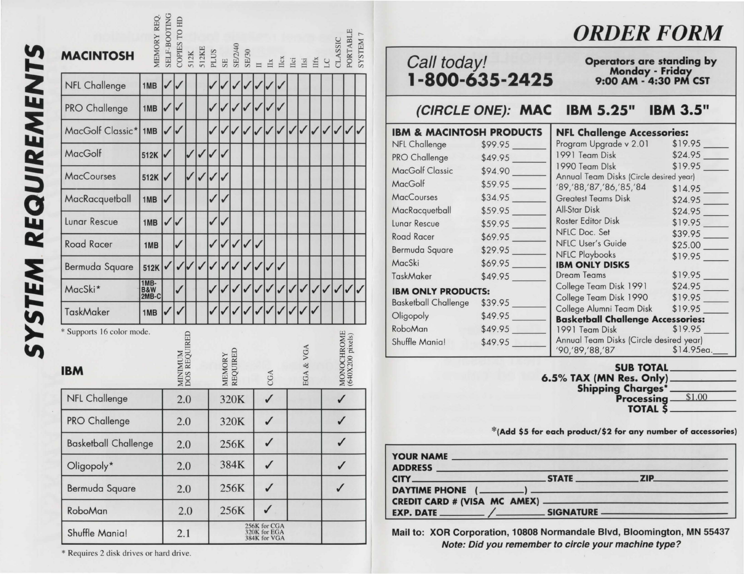# SYSTEM REQUIREMENTS

## MACINTOSH

| | MEMORY REQ. | SELF-BOOTING | COPIES TO HD | 512K | 512KE | PLUS | SE | SE/2/40 | SE/30 | II | IIx | IIcx | IIci | IIsi | IIfx | LC | CLASSIC | PORTABLE | SYSTEM 7 |
|---|---|---|---|---|---|---|---|---|---|---|---|---|---|---|---|---|---|---|---|
| NFL Challenge | 1MB | ✓ | ✓ | | | ✓ | ✓ | ✓ | ✓ | ✓ | ✓ | ✓ | | | | | | | |
| PRO Challenge | 1MB | ✓ | ✓ | | | ✓ | ✓ | ✓ | ✓ | ✓ | ✓ | ✓ | | | | | | | |
| MacGolf Classic* | 1MB | ✓ | ✓ | | | ✓ | ✓ | ✓ | ✓ | ✓ | ✓ | ✓ | ✓ | ✓ | ✓ | ✓ | ✓ | ✓ | ✓ |
| MacGolf | 512K | ✓ | | ✓ | ✓ | ✓ | ✓ | | | | | | | | | | | | |
| MacCourses | 512K | ✓ | | ✓ | ✓ | ✓ | ✓ | | | | | | | | | | | | |
| MacRacquetball | 1MB | ✓ | | | | ✓ | ✓ | | | | | | | | | | | | |
| Lunar Rescue | 1MB | ✓ | ✓ | | | ✓ | ✓ | | | | | | | | | | | | |
| Road Racer | 1MB | | ✓ | | | ✓ | ✓ | ✓ | ✓ | ✓ | | | | | | | | | |
| Bermuda Square | 512K | ✓ | ✓ | ✓ | ✓ | ✓ | ✓ | ✓ | ✓ | ✓ | ✓ | ✓ | | | | | | | |
| MacSki* | 1MB-B&W 2MB-C | | ✓ | | | ✓ | ✓ | ✓ | ✓ | ✓ | ✓ | ✓ | ✓ | ✓ | ✓ | ✓ | ✓ | ✓ | ✓ |
| TaskMaker | 1MB | ✓ | ✓ | | | ✓ | ✓ | ✓ | ✓ | ✓ | ✓ | ✓ | ✓ | ✓ | ✓ | | | | |

* Supports 16 color mode.

## IBM

| | MINIMUM DOS REQUIRED | MEMORY REQUIRED | CGA | EGA & VGA | MONOCHROME (640X200 pixels) |
|---|---|---|---|---|---|
| NFL Challenge | 2.0 | 320K | ✓ | | ✓ |
| PRO Challenge | 2.0 | 320K | ✓ | | ✓ |
| Basketball Challenge | 2.0 | 256K | ✓ | | ✓ |
| Oligopoly* | 2.0 | 384K | ✓ | | ✓ |
| Bermuda Square | 2.0 | 256K | ✓ | | ✓ |
| RoboMan | 2.0 | 256K | ✓ | | |
| Shuffle Mania! | 2.1 | 256K for CGA, 320K for EGA, 384K for VGA | | | |

* Requires 2 disk drives or hard drive.

# ORDER FORM

*Call today!*
**1-800-635-2425**

**Operators are standing by Monday - Friday 9:00 AM - 4:30 PM CST**

*(CIRCLE ONE):* **MAC IBM 5.25" IBM 3.5"**

### IBM & MACINTOSH PRODUCTS

| | | |
|---|---|---|
| NFL Challenge | $99.95 | ______ |
| PRO Challenge | $49.95 | ______ |
| MacGolf Classic | $94.90 | ______ |
| MacGolf | $59.95 | ______ |
| MacCourses | $34.95 | ______ |
| MacRacquetball | $59.95 | ______ |
| Lunar Rescue | $59.95 | ______ |
| Road Racer | $69.95 | ______ |
| Bermuda Square | $29.95 | ______ |
| MacSki | $69.95 | ______ |
| TaskMaker | $49.95 | ______ |

### IBM ONLY PRODUCTS:

| | | |
|---|---|---|
| Basketball Challenge | $39.95 | ______ |
| Oligopoly | $49.95 | ______ |
| RoboMan | $49.95 | ______ |
| Shuffle Mania! | $49.95 | ______ |

### NFL Challenge Accessories:

| | | |
|---|---|---|
| Program Upgrade v 2.01 | $19.95 | ____ |
| 1991 Team Disk | $24.95 | ____ |
| 1990 Team Disk | $19.95 | ____ |
| Annual Team Disks (Circle desired year) '89,'88,'87,'86,'85,'84 | $14.95 | ____ |
| Greatest Teams Disk | $24.95 | ____ |
| All-Star Disk | $24.95 | ____ |
| Roster Editor Disk | $19.95 | ____ |
| NFLC Doc. Set | $39.95 | ____ |
| NFLC User's Guide | $25.00 | ____ |
| NFLC Playbooks | $19.95 | ____ |

### IBM ONLY DISKS

| | | |
|---|---|---|
| Dream Teams | $19.95 | ____ |
| College Team Disk 1991 | $24.95 | ____ |
| College Team Disk 1990 | $19.95 | ____ |
| College Alumni Team Disk | $19.95 | ____ |

### Basketball Challenge Accessories:

| | | |
|---|---|---|
| 1991 Team Disk | $19.95 | ____ |
| Annual Team Disks (Circle desired year) '90,'89,'88,'87 | $14.95ea. | ____ |

**SUB TOTAL** ______
**6.5% TAX (MN Res. Only)** ______
**Shipping Charges*** ______
**Processing** $1.00
**TOTAL $** ______

***(Add $5 for each product/$2 for any number of accessories)**

**YOUR NAME** ______
**ADDRESS** ______
**CITY** ______ **STATE** ______ **ZIP** ______
**DAYTIME PHONE** (______) ______
**CREDIT CARD # (VISA MC AMEX)** ______
**EXP. DATE** ______ / ______ **SIGNATURE** ______

**Mail to: XOR Corporation, 10808 Normandale Blvd, Bloomington, MN 55437**
***Note: Did you remember to circle your machine type?***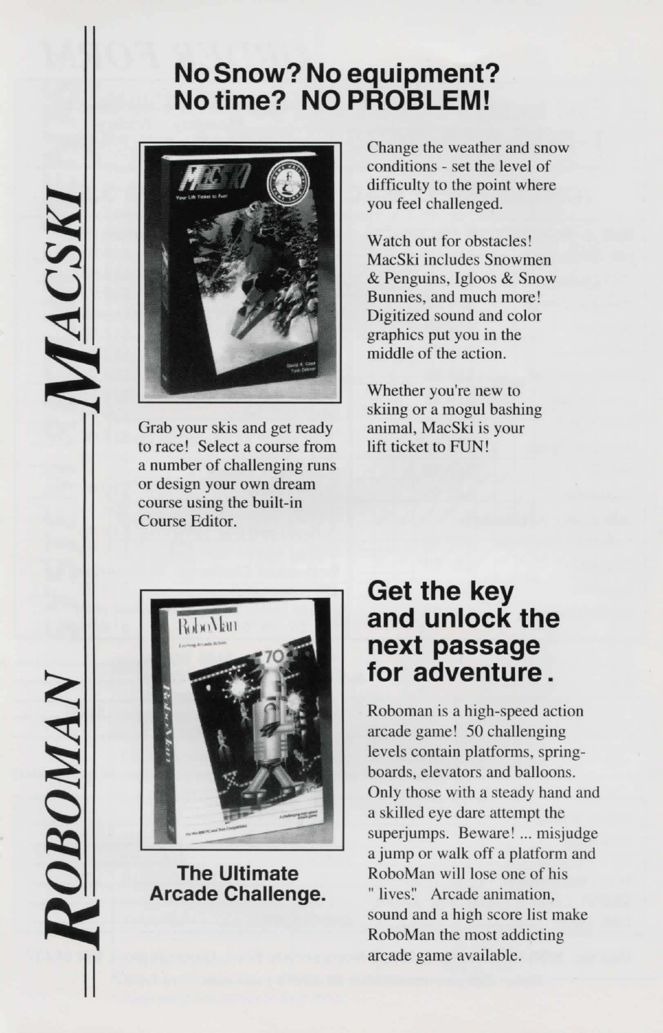# MACSKI

## No Snow? No equipment? No time? NO PROBLEM!

Grab your skis and get ready to race! Select a course from a number of challenging runs or design your own dream course using the built-in Course Editor.

Change the weather and snow conditions - set the level of difficulty to the point where you feel challenged.

Watch out for obstacles! MacSki includes Snowmen & Penguins, Igloos & Snow Bunnies, and much more! Digitized sound and color graphics put you in the middle of the action.

Whether you're new to skiing or a mogul bashing animal, MacSki is your lift ticket to FUN!

# ROBOMAN

**The Ultimate Arcade Challenge.**

## Get the key and unlock the next passage for adventure.

Roboman is a high-speed action arcade game! 50 challenging levels contain platforms, spring-boards, elevators and balloons. Only those with a steady hand and a skilled eye dare attempt the superjumps. Beware! ... misjudge a jump or walk off a platform and RoboMan will lose one of his " lives." Arcade animation, sound and a high score list make RoboMan the most addicting arcade game available.